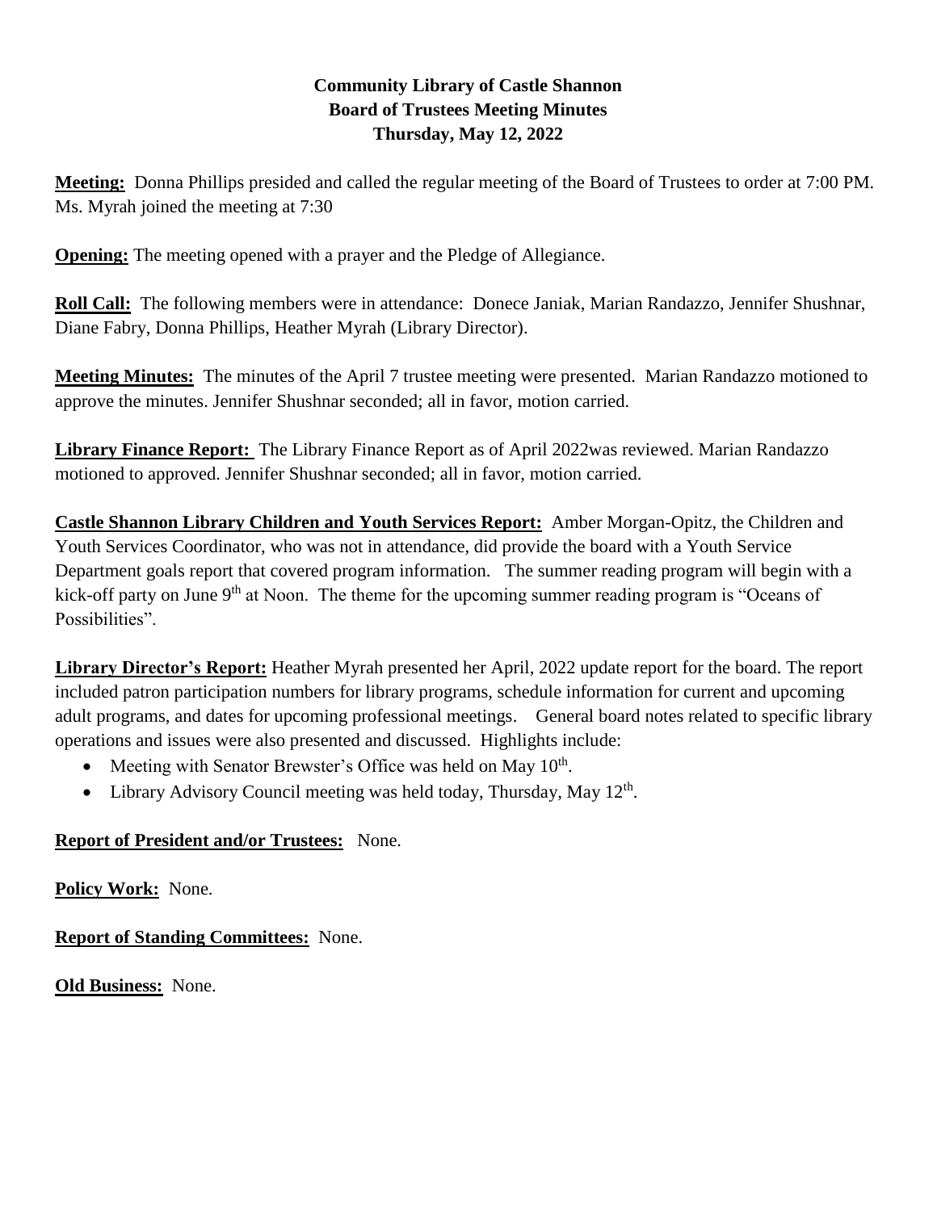**Community Library of Castle Shannon**
**Board of Trustees Meeting Minutes**
**Thursday, May 12, 2022**

**Meeting:** Donna Phillips presided and called the regular meeting of the Board of Trustees to order at 7:00 PM. Ms. Myrah joined the meeting at 7:30

**Opening:** The meeting opened with a prayer and the Pledge of Allegiance.

**Roll Call:** The following members were in attendance: Donece Janiak, Marian Randazzo, Jennifer Shushnar, Diane Fabry, Donna Phillips, Heather Myrah (Library Director).

**Meeting Minutes:** The minutes of the April 7 trustee meeting were presented. Marian Randazzo motioned to approve the minutes. Jennifer Shushnar seconded; all in favor, motion carried.

**Library Finance Report:** The Library Finance Report as of April 2022was reviewed. Marian Randazzo motioned to approved. Jennifer Shushnar seconded; all in favor, motion carried.

**Castle Shannon Library Children and Youth Services Report:** Amber Morgan-Opitz, the Children and Youth Services Coordinator, who was not in attendance, did provide the board with a Youth Service Department goals report that covered program information. The summer reading program will begin with a kick-off party on June 9th at Noon. The theme for the upcoming summer reading program is "Oceans of Possibilities".

**Library Director's Report:** Heather Myrah presented her April, 2022 update report for the board. The report included patron participation numbers for library programs, schedule information for current and upcoming adult programs, and dates for upcoming professional meetings. General board notes related to specific library operations and issues were also presented and discussed. Highlights include:

- Meeting with Senator Brewster's Office was held on May 10th.
- Library Advisory Council meeting was held today, Thursday, May 12th.

**Report of President and/or Trustees:** None.

**Policy Work:** None.

**Report of Standing Committees:** None.

**Old Business:** None.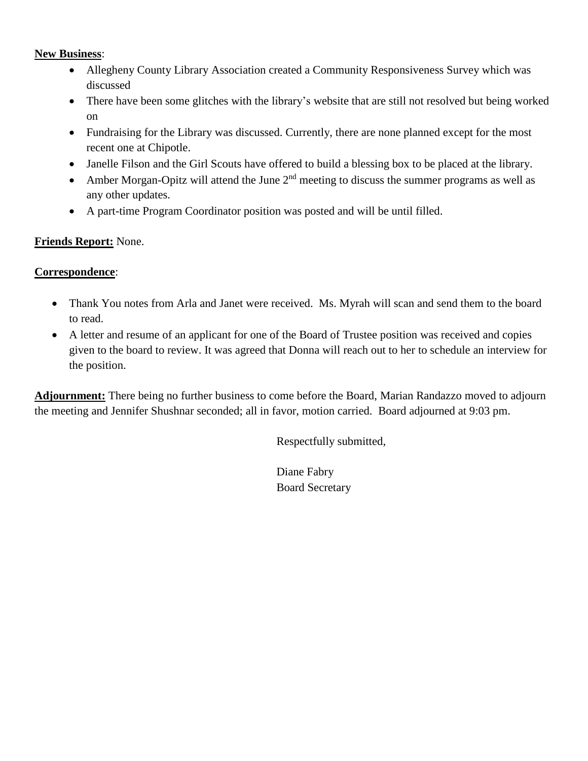**New Business**:

- Allegheny County Library Association created a Community Responsiveness Survey which was discussed
- There have been some glitches with the library's website that are still not resolved but being worked on
- Fundraising for the Library was discussed. Currently, there are none planned except for the most recent one at Chipotle.
- Janelle Filson and the Girl Scouts have offered to build a blessing box to be placed at the library.
- Amber Morgan-Opitz will attend the June 2nd meeting to discuss the summer programs as well as any other updates.
- A part-time Program Coordinator position was posted and will be until filled.

**Friends Report:** None.

**Correspondence**:

- Thank You notes from Arla and Janet were received. Ms. Myrah will scan and send them to the board to read.
- A letter and resume of an applicant for one of the Board of Trustee position was received and copies given to the board to review. It was agreed that Donna will reach out to her to schedule an interview for the position.

**Adjournment:** There being no further business to come before the Board, Marian Randazzo moved to adjourn the meeting and Jennifer Shushnar seconded; all in favor, motion carried. Board adjourned at 9:03 pm.

Respectfully submitted,

Diane Fabry
Board Secretary